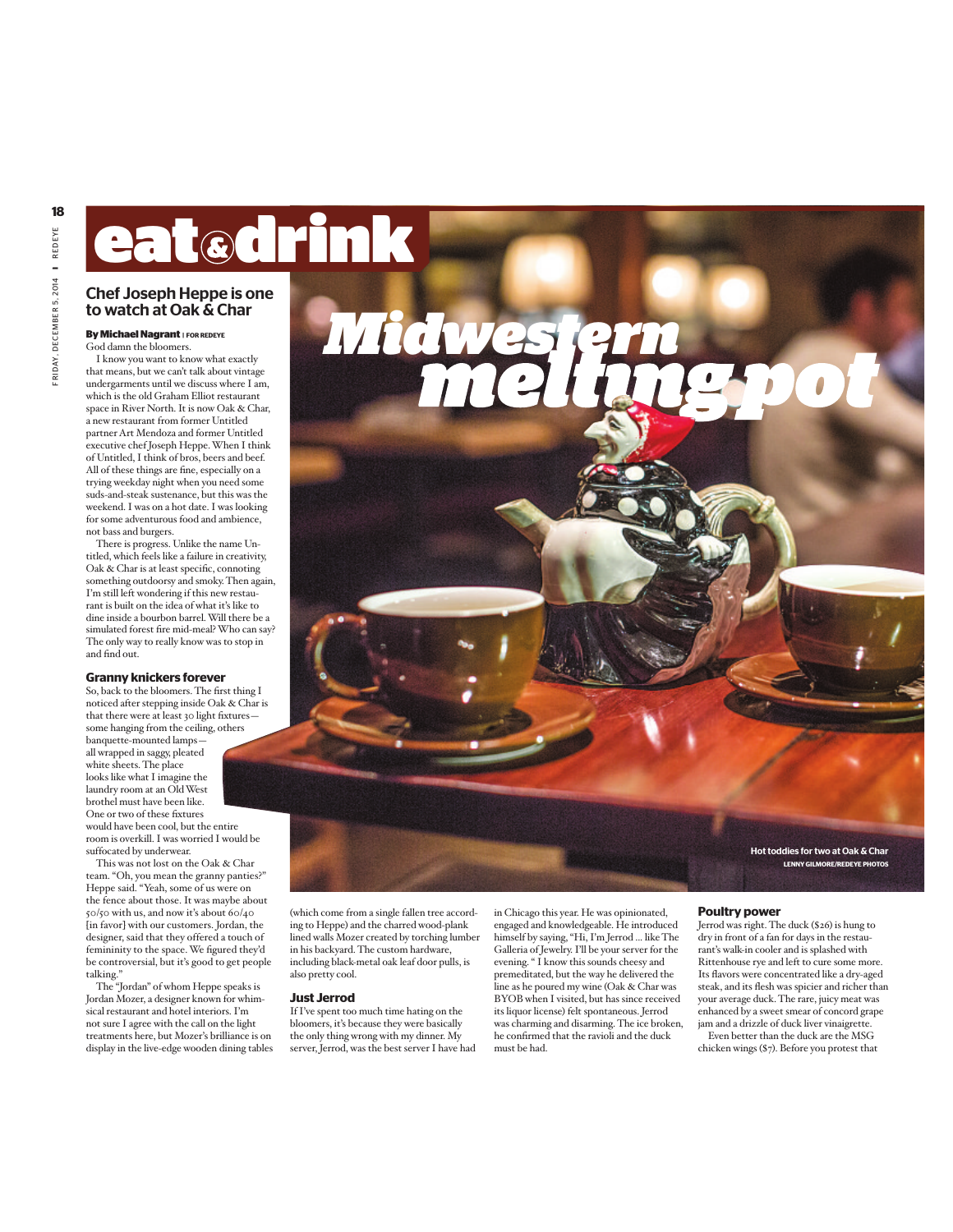# eat & drink

# Midwestern melting pot

## Chef Joseph Heppe is one to watch at Oak & Char

**By Michael Nagrant** | FOR REDEYE

God damn the bloomers.

I know you want to know what exactly that means, but we can't talk about vintage undergarments until we discuss where I am, which is the old Graham Elliot restaurant space in River North. It is now Oak & Char, a new restaurant from former Untitled partner Art Mendoza and former Untitled executive chef Joseph Heppe. When I think of Untitled, I think of bros, beers and beef. All of these things are fine, especially on a trying weekday night when you need some suds-and-steak sustenance, but this was the weekend. I was on a hot date. I was looking for some adventurous food and ambience, not bass and burgers.

There is progress. Unlike the name Untitled, which feels like a failure in creativity, Oak & Char is at least specific, connoting something outdoorsy and smoky. Then again, I'm still left wondering if this new restaurant is built on the idea of what it's like to dine inside a bourbon barrel. Will there be a simulated forest fire mid-meal? Who can say? The only way to really know was to stop in and find out.

### Granny knickers forever

So, back to the bloomers. The first thing I noticed after stepping inside Oak & Char is that there were at least 30 light fixtures—some hanging from the ceiling, others banquette-mounted lamps—all wrapped in saggy, pleated white sheets. The place looks like what I imagine the laundry room at an Old West brothel must have been like. One or two of these fixtures would have been cool, but the entire room is overkill. I was worried I would be suffocated by underwear.

This was not lost on the Oak & Char team. "Oh, you mean the granny panties?" Heppe said. "Yeah, some of us were on the fence about those. It was maybe about 50/50 with us, and now it's about 60/40 [in favor] with our customers. Jordan, the designer, said that they offered a touch of femininity to the space. We figured they'd be controversial, but it's good to get people talking."

The "Jordan" of whom Heppe speaks is Jordan Mozer, a designer known for whimsical restaurant and hotel interiors. I'm not sure I agree with the call on the light treatments here, but Mozer's brilliance is on display in the live-edge wooden dining tables (which come from a single fallen tree according to Heppe) and the charred wood-plank lined walls Mozer created by torching lumber in his backyard. The custom hardware, including black-metal oak leaf door pulls, is also pretty cool.

Hot toddies for two at Oak & Char
LENNY GILMORE/REDEYE PHOTOS

### Just Jerrod

If I've spent too much time hating on the bloomers, it's because they were basically the only thing wrong with my dinner. My server, Jerrod, was the best server I have had in Chicago this year. He was opinionated, engaged and knowledgeable. He introduced himself by saying, "Hi, I'm Jerrod ... like The Galleria of Jewelry. I'll be your server for the evening. " I know this sounds cheesy and premeditated, but the way he delivered the line as he poured my wine (Oak & Char was BYOB when I visited, but has since received its liquor license) felt spontaneous. Jerrod was charming and disarming. The ice broken, he confirmed that the ravioli and the duck must be had.

### Poultry power

Jerrod was right. The duck ($26) is hung to dry in front of a fan for days in the restaurant's walk-in cooler and is splashed with Rittenhouse rye and left to cure some more. Its flavors were concentrated like a dry-aged steak, and its flesh was spicier and richer than your average duck. The rare, juicy meat was enhanced by a sweet smear of concord grape jam and a drizzle of duck liver vinaigrette.

Even better than the duck are the MSG chicken wings ($7). Before you protest that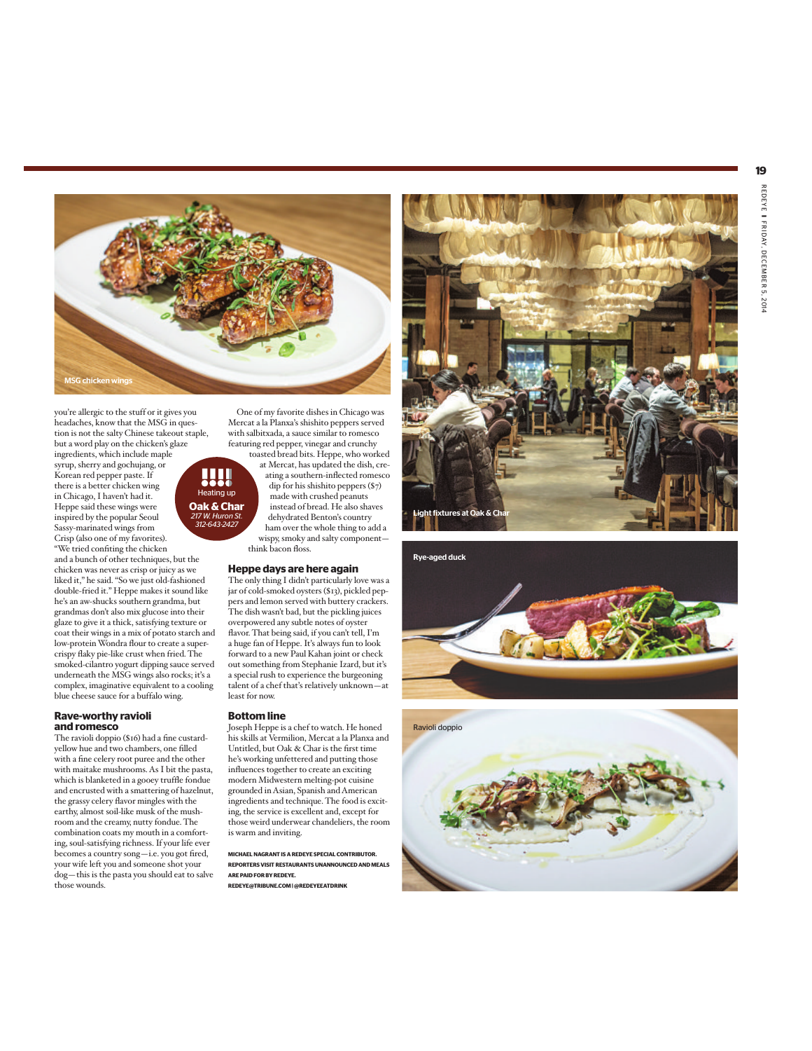MSG chicken wings

you're allergic to the stuff or it gives you headaches, know that the MSG in question is not the salty Chinese takeout staple, but a word play on the chicken's glaze ingredients, which include maple syrup, sherry and gochujang, or Korean red pepper paste. If there is a better chicken wing in Chicago, I haven't had it. Heppe said these wings were inspired by the popular Seoul Sassy-marinated wings from Crisp (also one of my favorites). "We tried confiting the chicken and a bunch of other techniques, but the chicken was never as crisp or juicy as we liked it," he said. "So we just old-fashioned double-fried it." Heppe makes it sound like he's an aw-shucks southern grandma, but grandmas don't also mix glucose into their glaze to give it a thick, satisfying texture or coat their wings in a mix of potato starch and low-protein Wondra flour to create a super-crispy flaky pie-like crust when fried. The smoked-cilantro yogurt dipping sauce served underneath the MSG wings also rocks; it's a complex, imaginative equivalent to a cooling blue cheese sauce for a buffalo wing.

Heating up

**Oak & Char**
*217 W. Huron St.*
*312-643-2427*

## Rave-worthy ravioli and romesco

The ravioli doppio ($16) had a fine custard-yellow hue and two chambers, one filled with a fine celery root puree and the other with maitake mushrooms. As I bit the pasta, which is blanketed in a gooey truffle fondue and encrusted with a smattering of hazelnut, the grassy celery flavor mingles with the earthy, almost soil-like musk of the mushroom and the creamy, nutty fondue. The combination coats my mouth in a comforting, soul-satisfying richness. If your life ever becomes a country song—i.e. you got fired, your wife left you and someone shot your dog—this is the pasta you should eat to salve those wounds.

One of my favorite dishes in Chicago was Mercat a la Planxa's shishito peppers served with salbitxada, a sauce similar to romesco featuring red pepper, vinegar and crunchy toasted bread bits. Heppe, who worked at Mercat, has updated the dish, creating a southern-inflected romesco dip for his shishito peppers ($7) made with crushed peanuts instead of bread. He also shaves dehydrated Benton's country ham over the whole thing to add a wispy, smoky and salty component—think bacon floss.

## Heppe days are here again

The only thing I didn't particularly love was a jar of cold-smoked oysters ($13), pickled peppers and lemon served with buttery crackers. The dish wasn't bad, but the pickling juices overpowered any subtle notes of oyster flavor. That being said, if you can't tell, I'm a huge fan of Heppe. It's always fun to look forward to a new Paul Kahan joint or check out something from Stephanie Izard, but it's a special rush to experience the burgeoning talent of a chef that's relatively unknown—at least for now.

## Bottom line

Joseph Heppe is a chef to watch. He honed his skills at Vermilion, Mercat a la Planxa and Untitled, but Oak & Char is the first time he's working unfettered and putting those influences together to create an exciting modern Midwestern melting-pot cuisine grounded in Asian, Spanish and American ingredients and technique. The food is exciting, the service is excellent and, except for those weird underwear chandeliers, the room is warm and inviting.

**MICHAEL NAGRANT IS A REDEYE SPECIAL CONTRIBUTOR. REPORTERS VISIT RESTAURANTS UNANNOUNCED AND MEALS ARE PAID FOR BY REDEYE.**
**REDEYE@TRIBUNE.COM | @REDEYEEATDRINK**

Light fixtures at Oak & Char

Rye-aged duck

Ravioli doppio